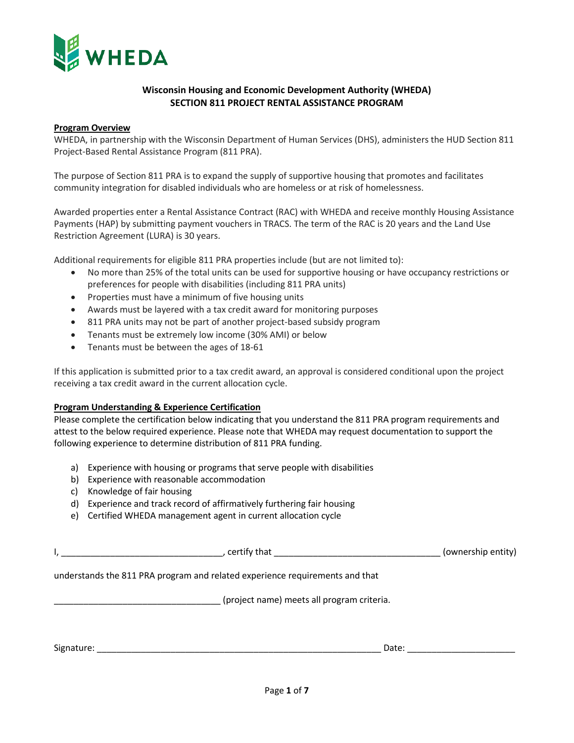**Wisconsin Housing and Economic Development Authority (WHEDA)**
**SECTION 811 PROJECT RENTAL ASSISTANCE PROGRAM**

## Program Overview

WHEDA, in partnership with the Wisconsin Department of Human Services (DHS), administers the HUD Section 811 Project-Based Rental Assistance Program (811 PRA).

The purpose of Section 811 PRA is to expand the supply of supportive housing that promotes and facilitates community integration for disabled individuals who are homeless or at risk of homelessness.

Awarded properties enter a Rental Assistance Contract (RAC) with WHEDA and receive monthly Housing Assistance Payments (HAP) by submitting payment vouchers in TRACS. The term of the RAC is 20 years and the Land Use Restriction Agreement (LURA) is 30 years.

Additional requirements for eligible 811 PRA properties include (but are not limited to):

- No more than 25% of the total units can be used for supportive housing or have occupancy restrictions or preferences for people with disabilities (including 811 PRA units)
- Properties must have a minimum of five housing units
- Awards must be layered with a tax credit award for monitoring purposes
- 811 PRA units may not be part of another project-based subsidy program
- Tenants must be extremely low income (30% AMI) or below
- Tenants must be between the ages of 18-61

If this application is submitted prior to a tax credit award, an approval is considered conditional upon the project receiving a tax credit award in the current allocation cycle.

## Program Understanding & Experience Certification

Please complete the certification below indicating that you understand the 811 PRA program requirements and attest to the below required experience. Please note that WHEDA may request documentation to support the following experience to determine distribution of 811 PRA funding.

a) Experience with housing or programs that serve people with disabilities
b) Experience with reasonable accommodation
c) Knowledge of fair housing
d) Experience and track record of affirmatively furthering fair housing
e) Certified WHEDA management agent in current allocation cycle

I, ________________________________, certify that _________________________________ (ownership entity)

understands the 811 PRA program and related experience requirements and that

__________________________________ (project name) meets all program criteria.

Signature: ___________________________________________________________ Date: _____________________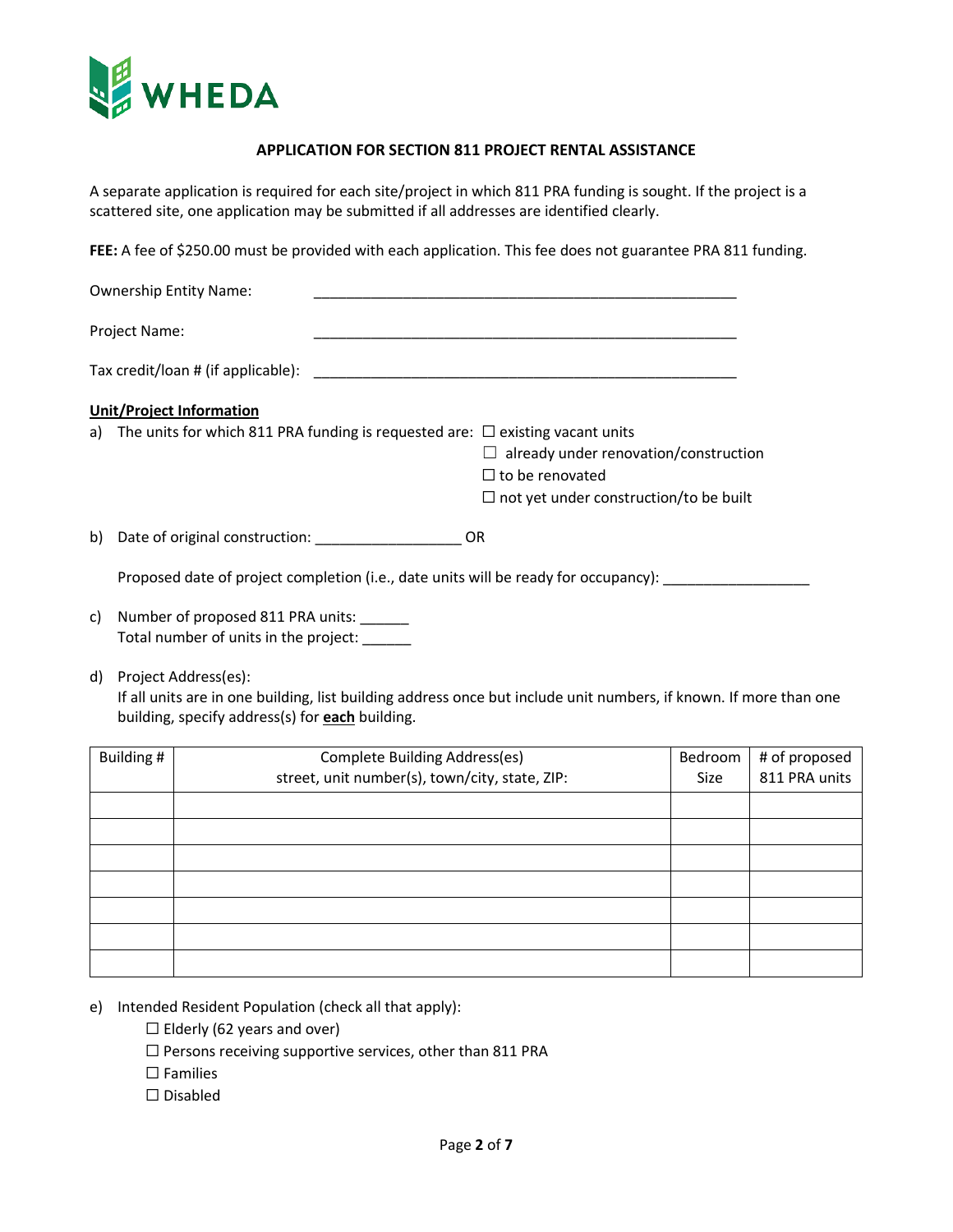WHEDA

**APPLICATION FOR SECTION 811 PROJECT RENTAL ASSISTANCE**

A separate application is required for each site/project in which 811 PRA funding is sought. If the project is a scattered site, one application may be submitted if all addresses are identified clearly.

**FEE:** A fee of $250.00 must be provided with each application. This fee does not guarantee PRA 811 funding.

Ownership Entity Name: ______________________________________________________

Project Name: ______________________________________________________

Tax credit/loan # (if applicable): ______________________________________________________

**Unit/Project Information**

a) The units for which 811 PRA funding is requested are:
☐ existing vacant units
☐ already under renovation/construction
☐ to be renovated
☐ not yet under construction/to be built

b) Date of original construction: __________________ OR

Proposed date of project completion (i.e., date units will be ready for occupancy): __________________

c) Number of proposed 811 PRA units: ______
Total number of units in the project: ______

d) Project Address(es):
If all units are in one building, list building address once but include unit numbers, if known. If more than one building, specify address(es) for **each** building.

| Building # | Complete Building Address(es) street, unit number(s), town/city, state, ZIP: | Bedroom Size | # of proposed 811 PRA units |
|---|---|---|---|
| | | | |
| | | | |
| | | | |
| | | | |
| | | | |
| | | | |
| | | | |

e) Intended Resident Population (check all that apply):
☐ Elderly (62 years and over)
☐ Persons receiving supportive services, other than 811 PRA
☐ Families
☐ Disabled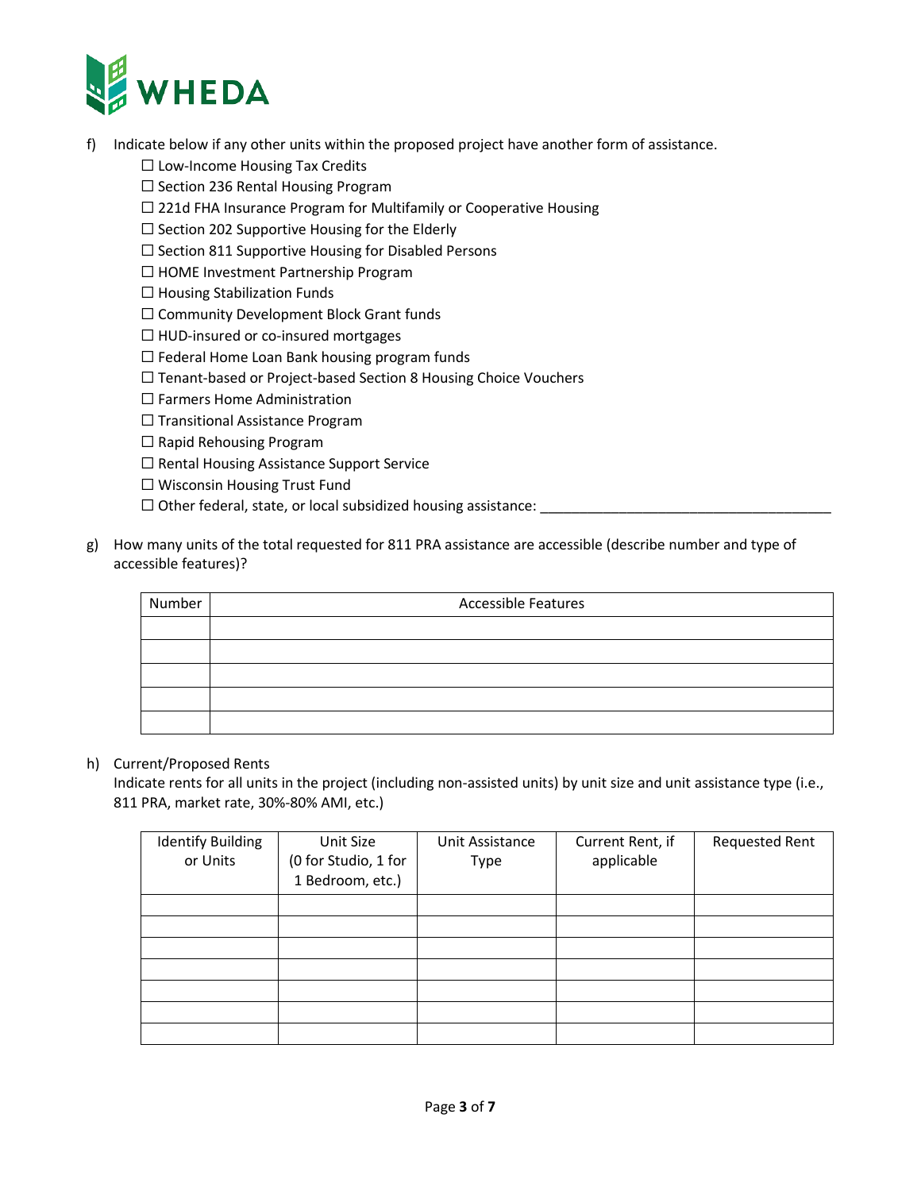f) Indicate below if any other units within the proposed project have another form of assistance.

- ☐ Low-Income Housing Tax Credits
- ☐ Section 236 Rental Housing Program
- ☐ 221d FHA Insurance Program for Multifamily or Cooperative Housing
- ☐ Section 202 Supportive Housing for the Elderly
- ☐ Section 811 Supportive Housing for Disabled Persons
- ☐ HOME Investment Partnership Program
- ☐ Housing Stabilization Funds
- ☐ Community Development Block Grant funds
- ☐ HUD-insured or co-insured mortgages
- ☐ Federal Home Loan Bank housing program funds
- ☐ Tenant-based or Project-based Section 8 Housing Choice Vouchers
- ☐ Farmers Home Administration
- ☐ Transitional Assistance Program
- ☐ Rapid Rehousing Program
- ☐ Rental Housing Assistance Support Service
- ☐ Wisconsin Housing Trust Fund
- ☐ Other federal, state, or local subsidized housing assistance: ______________________________________

g) How many units of the total requested for 811 PRA assistance are accessible (describe number and type of accessible features)?

| Number | Accessible Features |
|---|---|
| | |
| | |
| | |
| | |
| | |

h) Current/Proposed Rents

Indicate rents for all units in the project (including non-assisted units) by unit size and unit assistance type (i.e., 811 PRA, market rate, 30%-80% AMI, etc.)

| Identify Building or Units | Unit Size (0 for Studio, 1 for 1 Bedroom, etc.) | Unit Assistance Type | Current Rent, if applicable | Requested Rent |
|---|---|---|---|---|
| | | | | |
| | | | | |
| | | | | |
| | | | | |
| | | | | |
| | | | | |
| | | | | |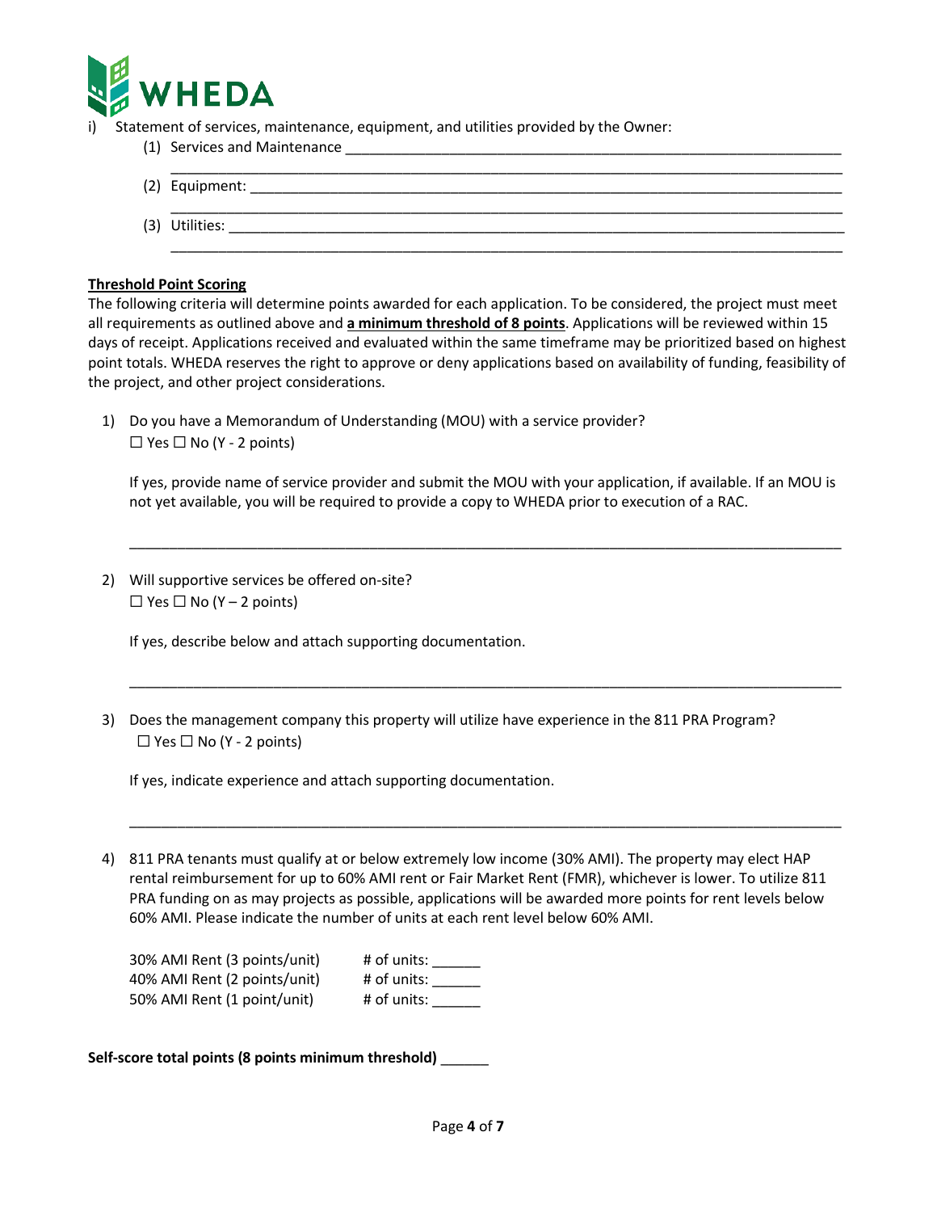i) Statement of services, maintenance, equipment, and utilities provided by the Owner:

(1) Services and Maintenance ______________________________________________________________
______________________________________________________________________________________

(2) Equipment: _________________________________________________________________________
______________________________________________________________________________________

(3) Utilities: ___________________________________________________________________________
______________________________________________________________________________________

**Threshold Point Scoring**

The following criteria will determine points awarded for each application. To be considered, the project must meet all requirements as outlined above and **a minimum threshold of 8 points**. Applications will be reviewed within 15 days of receipt. Applications received and evaluated within the same timeframe may be prioritized based on highest point totals. WHEDA reserves the right to approve or deny applications based on availability of funding, feasibility of the project, and other project considerations.

1) Do you have a Memorandum of Understanding (MOU) with a service provider?
☐ Yes ☐ No (Y - 2 points)

   If yes, provide name of service provider and submit the MOU with your application, if available. If an MOU is not yet available, you will be required to provide a copy to WHEDA prior to execution of a RAC.

   ______________________________________________________________________________________

2) Will supportive services be offered on-site?
☐ Yes ☐ No (Y – 2 points)

   If yes, describe below and attach supporting documentation.

   ______________________________________________________________________________________

3) Does the management company this property will utilize have experience in the 811 PRA Program?
☐ Yes ☐ No (Y - 2 points)

   If yes, indicate experience and attach supporting documentation.

   ______________________________________________________________________________________

4) 811 PRA tenants must qualify at or below extremely low income (30% AMI). The property may elect HAP rental reimbursement for up to 60% AMI rent or Fair Market Rent (FMR), whichever is lower. To utilize 811 PRA funding on as may projects as possible, applications will be awarded more points for rent levels below 60% AMI. Please indicate the number of units at each rent level below 60% AMI.

   30% AMI Rent (3 points/unit) # of units: ______
   40% AMI Rent (2 points/unit) # of units: ______
   50% AMI Rent (1 point/unit) # of units: ______

**Self-score total points (8 points minimum threshold)** ______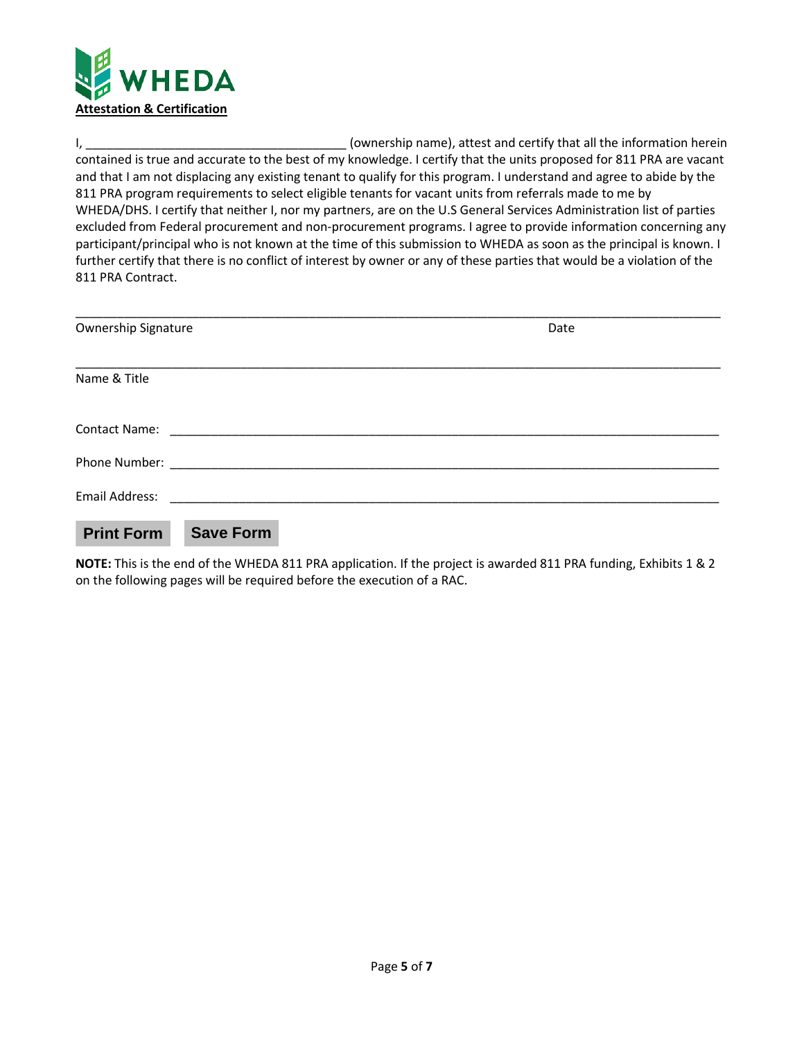**Attestation & Certification**

I, ______________________________________ (ownership name), attest and certify that all the information herein contained is true and accurate to the best of my knowledge. I certify that the units proposed for 811 PRA are vacant and that I am not displacing any existing tenant to qualify for this program. I understand and agree to abide by the 811 PRA program requirements to select eligible tenants for vacant units from referrals made to me by WHEDA/DHS. I certify that neither I, nor my partners, are on the U.S General Services Administration list of parties excluded from Federal procurement and non-procurement programs. I agree to provide information concerning any participant/principal who is not known at the time of this submission to WHEDA as soon as the principal is known. I further certify that there is no conflict of interest by owner or any of these parties that would be a violation of the 811 PRA Contract.

______________________________________________________________________________________

Ownership Signature                                                                                         Date

______________________________________________________________________________________

Name & Title

Contact Name: ______________________________________________________________________

Phone Number: ______________________________________________________________________

Email Address: ______________________________________________________________________

Print Form    Save Form

**NOTE:** This is the end of the WHEDA 811 PRA application. If the project is awarded 811 PRA funding, Exhibits 1 & 2 on the following pages will be required before the execution of a RAC.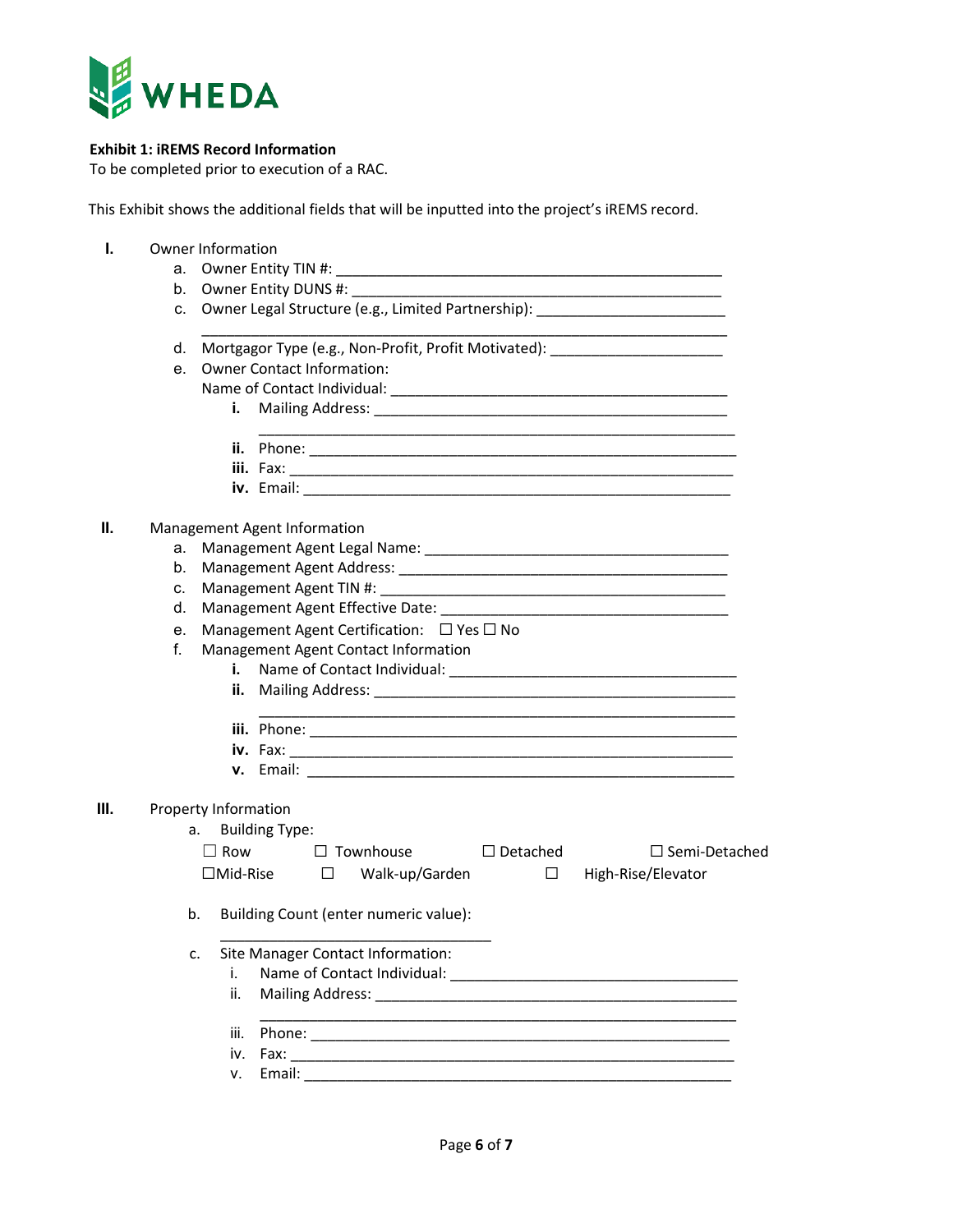**Exhibit 1: iREMS Record Information**
To be completed prior to execution of a RAC.

This Exhibit shows the additional fields that will be inputted into the project's iREMS record.

**I.** Owner Information

a. Owner Entity TIN #: ______________________________

b. Owner Entity DUNS #: ______________________________

c. Owner Legal Structure (e.g., Limited Partnership): ______________________________
______________________________

d. Mortgagor Type (e.g., Non-Profit, Profit Motivated): ______________________________

e. Owner Contact Information:
Name of Contact Individual: ______________________________

- **i.** Mailing Address: ______________________________
______________________________
- **ii.** Phone: ______________________________
- **iii.** Fax: ______________________________
- **iv.** Email: ______________________________

**II.** Management Agent Information

a. Management Agent Legal Name: ______________________________

b. Management Agent Address: ______________________________

c. Management Agent TIN #: ______________________________

d. Management Agent Effective Date: ______________________________

e. Management Agent Certification: ☐ Yes ☐ No

f. Management Agent Contact Information

- **i.** Name of Contact Individual: ______________________________
- **ii.** Mailing Address: ______________________________
______________________________
- **iii.** Phone: ______________________________
- **iv.** Fax: ______________________________
- **v.** Email: ______________________________

**III.** Property Information

a. Building Type:

☐ Row ☐ Townhouse ☐ Detached ☐ Semi-Detached
☐Mid-Rise ☐ Walk-up/Garden ☐ High-Rise/Elevator

b. Building Count (enter numeric value):
______________________________

c. Site Manager Contact Information:

- i. Name of Contact Individual: ______________________________
- ii. Mailing Address: ______________________________
______________________________
- iii. Phone: ______________________________
- iv. Fax: ______________________________
- v. Email: ______________________________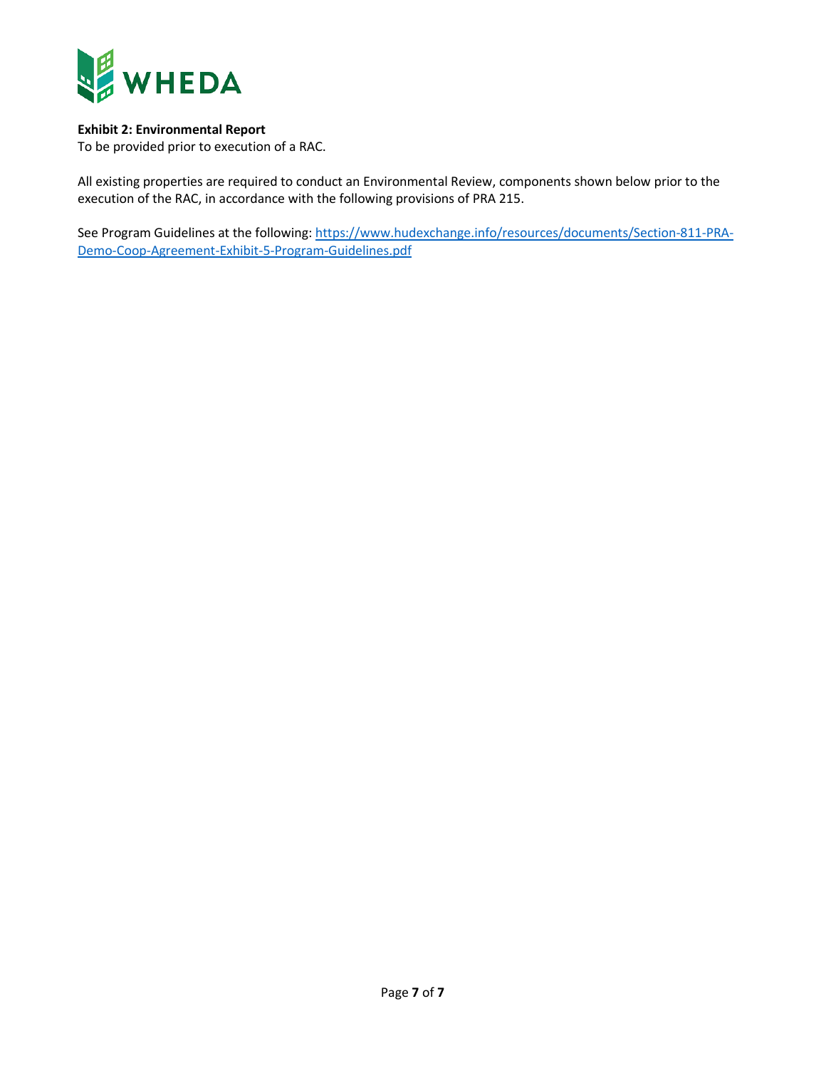**Exhibit 2: Environmental Report**
To be provided prior to execution of a RAC.

All existing properties are required to conduct an Environmental Review, components shown below prior to the execution of the RAC, in accordance with the following provisions of PRA 215.

See Program Guidelines at the following: [https://www.hudexchange.info/resources/documents/Section-811-PRA-Demo-Coop-Agreement-Exhibit-5-Program-Guidelines.pdf](https://www.hudexchange.info/resources/documents/Section-811-PRA-Demo-Coop-Agreement-Exhibit-5-Program-Guidelines.pdf)